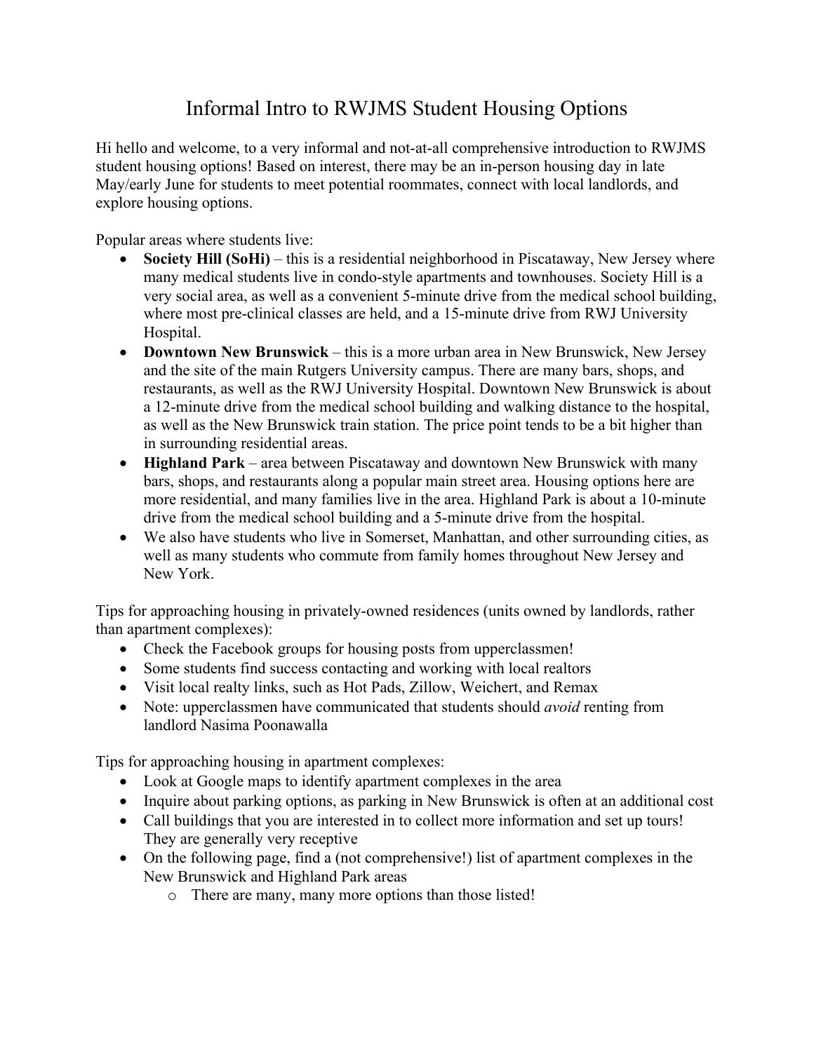# Informal Intro to RWJMS Student Housing Options

Hi hello and welcome, to a very informal and not-at-all comprehensive introduction to RWJMS student housing options! Based on interest, there may be an in-person housing day in late May/early June for students to meet potential roommates, connect with local landlords, and explore housing options.

Popular areas where students live:

- **Society Hill (SoHi)** – this is a residential neighborhood in Piscataway, New Jersey where many medical students live in condo-style apartments and townhouses. Society Hill is a very social area, as well as a convenient 5-minute drive from the medical school building, where most pre-clinical classes are held, and a 15-minute drive from RWJ University Hospital.
- **Downtown New Brunswick** – this is a more urban area in New Brunswick, New Jersey and the site of the main Rutgers University campus. There are many bars, shops, and restaurants, as well as the RWJ University Hospital. Downtown New Brunswick is about a 12-minute drive from the medical school building and walking distance to the hospital, as well as the New Brunswick train station. The price point tends to be a bit higher than in surrounding residential areas.
- **Highland Park** – area between Piscataway and downtown New Brunswick with many bars, shops, and restaurants along a popular main street area. Housing options here are more residential, and many families live in the area. Highland Park is about a 10-minute drive from the medical school building and a 5-minute drive from the hospital.
- We also have students who live in Somerset, Manhattan, and other surrounding cities, as well as many students who commute from family homes throughout New Jersey and New York.

Tips for approaching housing in privately-owned residences (units owned by landlords, rather than apartment complexes):

- Check the Facebook groups for housing posts from upperclassmen!
- Some students find success contacting and working with local realtors
- Visit local realty links, such as Hot Pads, Zillow, Weichert, and Remax
- Note: upperclassmen have communicated that students should *avoid* renting from landlord Nasima Poonawalla

Tips for approaching housing in apartment complexes:

- Look at Google maps to identify apartment complexes in the area
- Inquire about parking options, as parking in New Brunswick is often at an additional cost
- Call buildings that you are interested in to collect more information and set up tours! They are generally very receptive
- On the following page, find a (not comprehensive!) list of apartment complexes in the New Brunswick and Highland Park areas
    - There are many, many more options than those listed!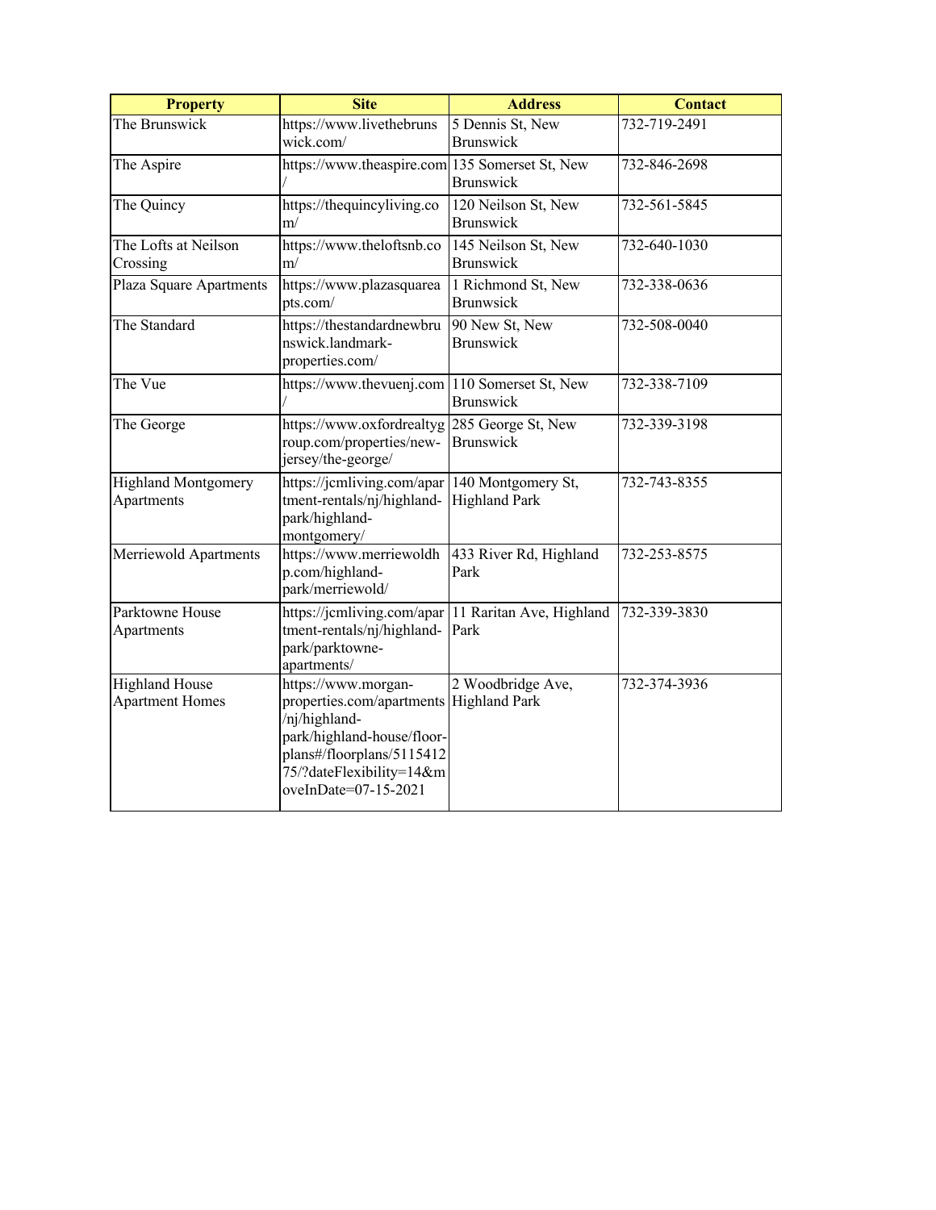| Property | Site | Address | Contact |
| --- | --- | --- | --- |
| The Brunswick | https://www.livethebrunswick.com/ | 5 Dennis St, New Brunswick | 732-719-2491 |
| The Aspire | https://www.theaspire.com/ | 135 Somerset St, New Brunswick | 732-846-2698 |
| The Quincy | https://thequincyliving.com/ | 120 Neilson St, New Brunswick | 732-561-5845 |
| The Lofts at Neilson Crossing | https://www.theloftsnb.com/ | 145 Neilson St, New Brunswick | 732-640-1030 |
| Plaza Square Apartments | https://www.plazasquareapts.com/ | 1 Richmond St, New Brunwsick | 732-338-0636 |
| The Standard | https://thestandardnewbrunswick.landmark-properties.com/ | 90 New St, New Brunswick | 732-508-0040 |
| The Vue | https://www.thevuenj.com/ | 110 Somerset St, New Brunswick | 732-338-7109 |
| The George | https://www.oxfordrealtygroup.com/properties/new-jersey/the-george/ | 285 George St, New Brunswick | 732-339-3198 |
| Highland Montgomery Apartments | https://jcmliving.com/apartment-rentals/nj/highland-park/highland-montgomery/ | 140 Montgomery St, Highland Park | 732-743-8355 |
| Merriewold Apartments | https://www.merriewoldhp.com/highland-park/merriewold/ | 433 River Rd, Highland Park | 732-253-8575 |
| Parktowne House Apartments | https://jcmliving.com/apartment-rentals/nj/highland-park/parktowne-apartments/ | 11 Raritan Ave, Highland Park | 732-339-3830 |
| Highland House Apartment Homes | https://www.morgan-properties.com/apartments/nj/highland-park/highland-house/floor-plans#/floorplans/511541275/?dateFlexibility=14&moveInDate=07-15-2021 | 2 Woodbridge Ave, Highland Park | 732-374-3936 |